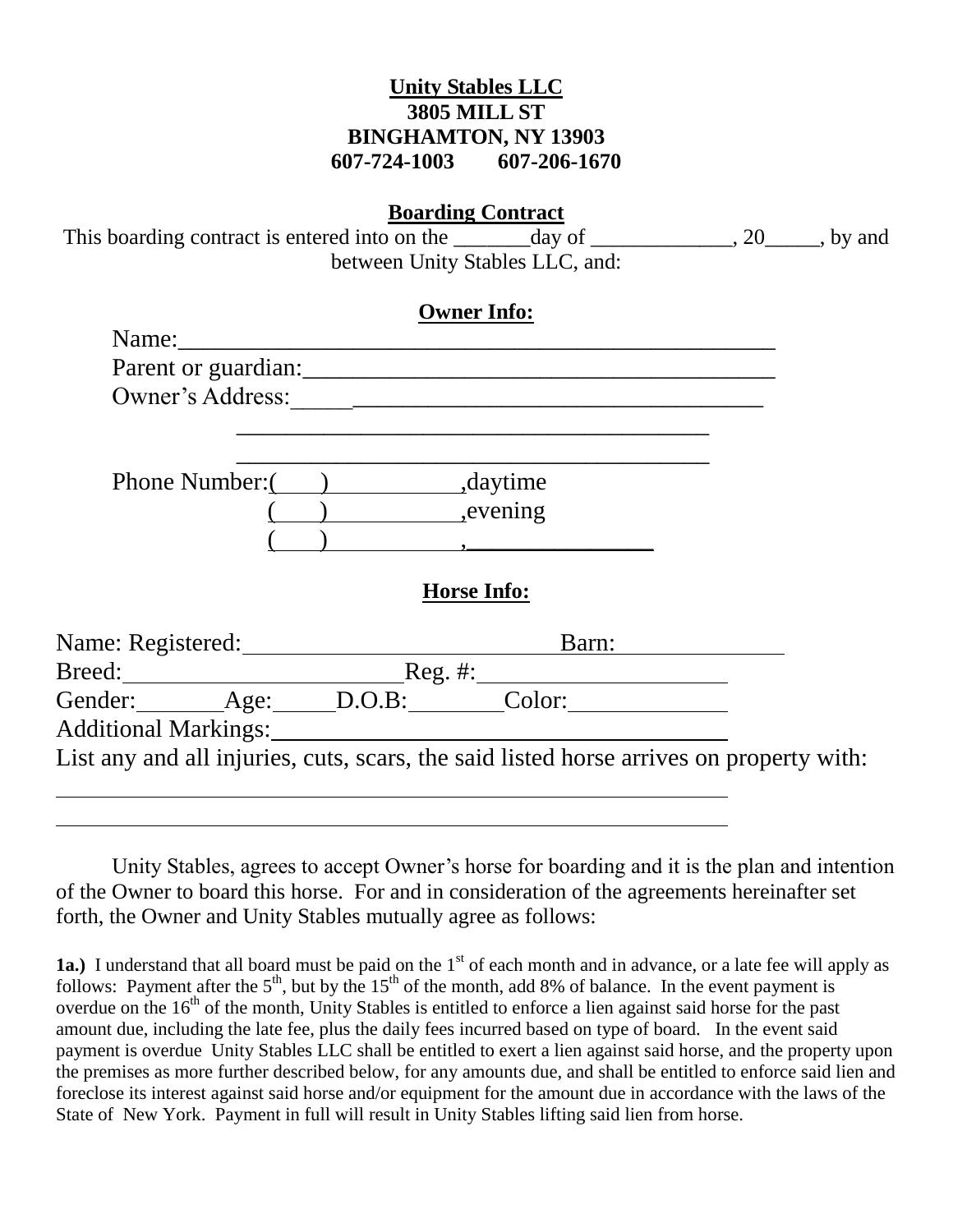**Unity Stables LLC**
**3805 MILL ST**
**BINGHAMTON, NY 13903**
**607-724-1003    607-206-1670**

**Boarding Contract**

This boarding contract is entered into on the _______day of _____________, 20_____, by and between Unity Stables LLC, and:

**Owner Info:**

Name:_______________________________________________

Parent or guardian:_____________________________________

Owner's Address:_____________________________________

_________________________________________

_________________________________________

Phone Number:(    )            ,daytime

(    )            ,evening

(    )            ,_______________

**Horse Info:**

Name: Registered:__________________________ Barn:______________

Breed:______________________Reg. #:____________________

Gender:_______Age:_____D.O.B:________Color:_____________

Additional Markings:_____________________________________

List any and all injuries, cuts, scars, the said listed horse arrives on property with:

_______________________________________________________

_______________________________________________________

Unity Stables, agrees to accept Owner's horse for boarding and it is the plan and intention of the Owner to board this horse. For and in consideration of the agreements hereinafter set forth, the Owner and Unity Stables mutually agree as follows:

**1a.)** I understand that all board must be paid on the 1st of each month and in advance, or a late fee will apply as follows: Payment after the 5th, but by the 15th of the month, add 8% of balance. In the event payment is overdue on the 16th of the month, Unity Stables is entitled to enforce a lien against said horse for the past amount due, including the late fee, plus the daily fees incurred based on type of board. In the event said payment is overdue Unity Stables LLC shall be entitled to exert a lien against said horse, and the property upon the premises as more further described below, for any amounts due, and shall be entitled to enforce said lien and foreclose its interest against said horse and/or equipment for the amount due in accordance with the laws of the State of New York. Payment in full will result in Unity Stables lifting said lien from horse.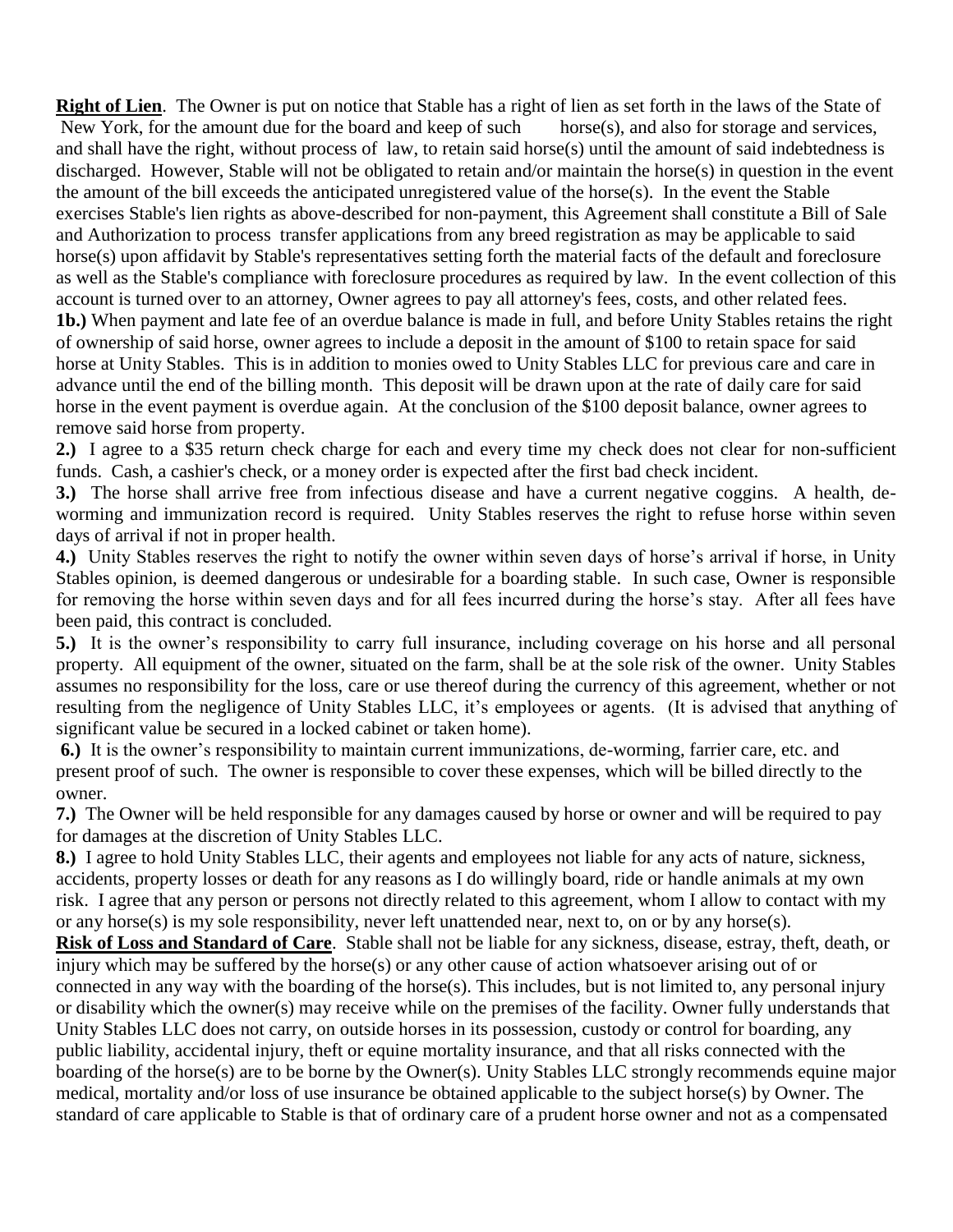**Right of Lien**. The Owner is put on notice that Stable has a right of lien as set forth in the laws of the State of New York, for the amount due for the board and keep of such horse(s), and also for storage and services, and shall have the right, without process of law, to retain said horse(s) until the amount of said indebtedness is discharged. However, Stable will not be obligated to retain and/or maintain the horse(s) in question in the event the amount of the bill exceeds the anticipated unregistered value of the horse(s). In the event the Stable exercises Stable's lien rights as above-described for non-payment, this Agreement shall constitute a Bill of Sale and Authorization to process transfer applications from any breed registration as may be applicable to said horse(s) upon affidavit by Stable's representatives setting forth the material facts of the default and foreclosure as well as the Stable's compliance with foreclosure procedures as required by law. In the event collection of this account is turned over to an attorney, Owner agrees to pay all attorney's fees, costs, and other related fees.

**1b.)** When payment and late fee of an overdue balance is made in full, and before Unity Stables retains the right of ownership of said horse, owner agrees to include a deposit in the amount of $100 to retain space for said horse at Unity Stables. This is in addition to monies owed to Unity Stables LLC for previous care and care in advance until the end of the billing month. This deposit will be drawn upon at the rate of daily care for said horse in the event payment is overdue again. At the conclusion of the $100 deposit balance, owner agrees to remove said horse from property.

**2.)** I agree to a $35 return check charge for each and every time my check does not clear for non-sufficient funds. Cash, a cashier's check, or a money order is expected after the first bad check incident.

**3.)** The horse shall arrive free from infectious disease and have a current negative coggins. A health, de-worming and immunization record is required. Unity Stables reserves the right to refuse horse within seven days of arrival if not in proper health.

**4.)** Unity Stables reserves the right to notify the owner within seven days of horse's arrival if horse, in Unity Stables opinion, is deemed dangerous or undesirable for a boarding stable. In such case, Owner is responsible for removing the horse within seven days and for all fees incurred during the horse's stay. After all fees have been paid, this contract is concluded.

**5.)** It is the owner's responsibility to carry full insurance, including coverage on his horse and all personal property. All equipment of the owner, situated on the farm, shall be at the sole risk of the owner. Unity Stables assumes no responsibility for the loss, care or use thereof during the currency of this agreement, whether or not resulting from the negligence of Unity Stables LLC, it's employees or agents. (It is advised that anything of significant value be secured in a locked cabinet or taken home).

**6.)** It is the owner's responsibility to maintain current immunizations, de-worming, farrier care, etc. and present proof of such. The owner is responsible to cover these expenses, which will be billed directly to the owner.

**7.)** The Owner will be held responsible for any damages caused by horse or owner and will be required to pay for damages at the discretion of Unity Stables LLC.

**8.)** I agree to hold Unity Stables LLC, their agents and employees not liable for any acts of nature, sickness, accidents, property losses or death for any reasons as I do willingly board, ride or handle animals at my own risk. I agree that any person or persons not directly related to this agreement, whom I allow to contact with my or any horse(s) is my sole responsibility, never left unattended near, next to, on or by any horse(s).

**Risk of Loss and Standard of Care**. Stable shall not be liable for any sickness, disease, estray, theft, death, or injury which may be suffered by the horse(s) or any other cause of action whatsoever arising out of or connected in any way with the boarding of the horse(s). This includes, but is not limited to, any personal injury or disability which the owner(s) may receive while on the premises of the facility. Owner fully understands that Unity Stables LLC does not carry, on outside horses in its possession, custody or control for boarding, any public liability, accidental injury, theft or equine mortality insurance, and that all risks connected with the boarding of the horse(s) are to be borne by the Owner(s). Unity Stables LLC strongly recommends equine major medical, mortality and/or loss of use insurance be obtained applicable to the subject horse(s) by Owner. The standard of care applicable to Stable is that of ordinary care of a prudent horse owner and not as a compensated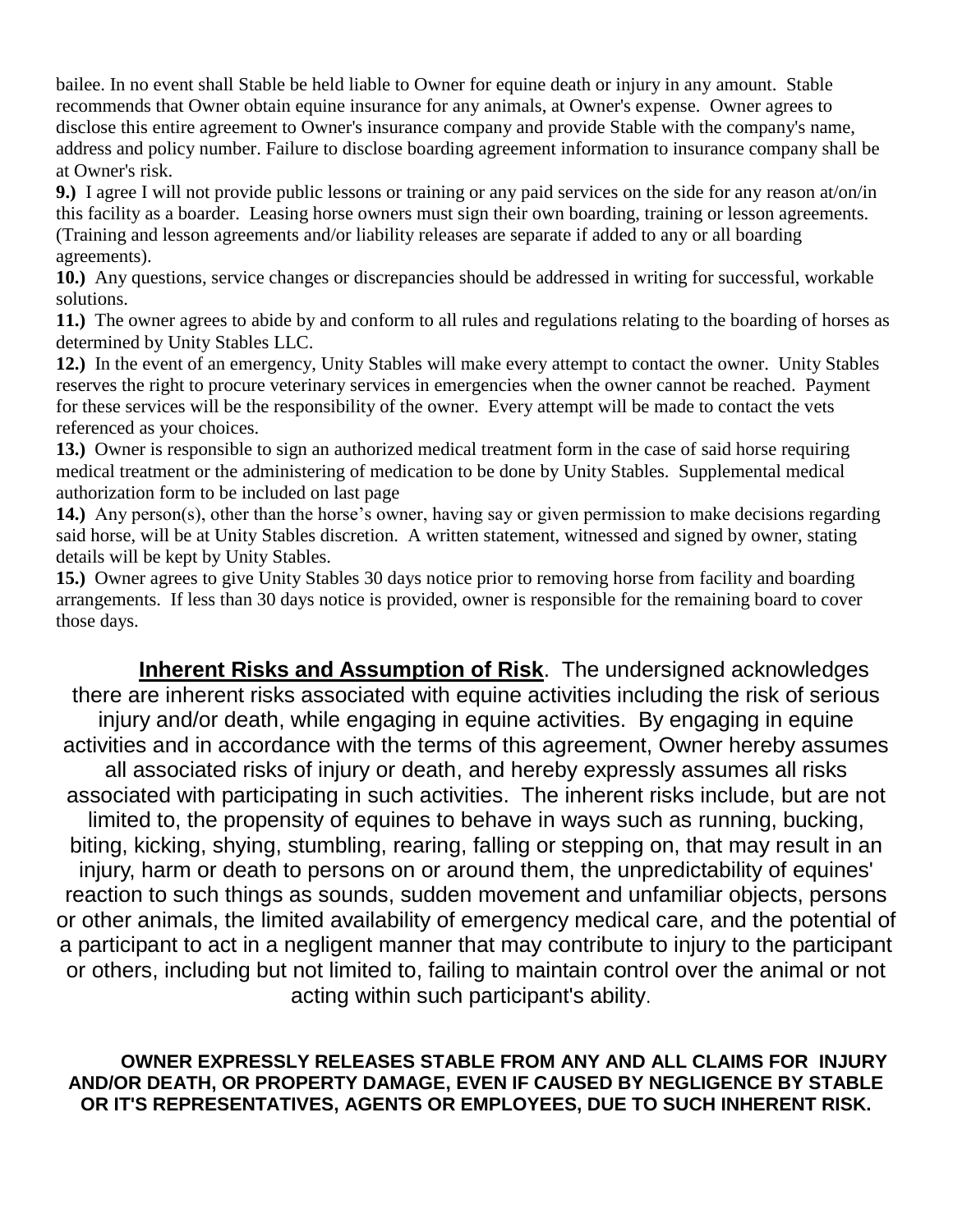bailee. In no event shall Stable be held liable to Owner for equine death or injury in any amount. Stable recommends that Owner obtain equine insurance for any animals, at Owner's expense. Owner agrees to disclose this entire agreement to Owner's insurance company and provide Stable with the company's name, address and policy number. Failure to disclose boarding agreement information to insurance company shall be at Owner's risk.

**9.)** I agree I will not provide public lessons or training or any paid services on the side for any reason at/on/in this facility as a boarder. Leasing horse owners must sign their own boarding, training or lesson agreements. (Training and lesson agreements and/or liability releases are separate if added to any or all boarding agreements).

**10.)** Any questions, service changes or discrepancies should be addressed in writing for successful, workable solutions.

**11.)** The owner agrees to abide by and conform to all rules and regulations relating to the boarding of horses as determined by Unity Stables LLC.

**12.)** In the event of an emergency, Unity Stables will make every attempt to contact the owner. Unity Stables reserves the right to procure veterinary services in emergencies when the owner cannot be reached. Payment for these services will be the responsibility of the owner. Every attempt will be made to contact the vets referenced as your choices.

**13.)** Owner is responsible to sign an authorized medical treatment form in the case of said horse requiring medical treatment or the administering of medication to be done by Unity Stables. Supplemental medical authorization form to be included on last page

**14.)** Any person(s), other than the horse's owner, having say or given permission to make decisions regarding said horse, will be at Unity Stables discretion. A written statement, witnessed and signed by owner, stating details will be kept by Unity Stables.

**15.)** Owner agrees to give Unity Stables 30 days notice prior to removing horse from facility and boarding arrangements. If less than 30 days notice is provided, owner is responsible for the remaining board to cover those days.

**Inherent Risks and Assumption of Risk**. The undersigned acknowledges there are inherent risks associated with equine activities including the risk of serious injury and/or death, while engaging in equine activities. By engaging in equine activities and in accordance with the terms of this agreement, Owner hereby assumes all associated risks of injury or death, and hereby expressly assumes all risks associated with participating in such activities. The inherent risks include, but are not limited to, the propensity of equines to behave in ways such as running, bucking, biting, kicking, shying, stumbling, rearing, falling or stepping on, that may result in an injury, harm or death to persons on or around them, the unpredictability of equines' reaction to such things as sounds, sudden movement and unfamiliar objects, persons or other animals, the limited availability of emergency medical care, and the potential of a participant to act in a negligent manner that may contribute to injury to the participant or others, including but not limited to, failing to maintain control over the animal or not acting within such participant's ability.

**OWNER EXPRESSLY RELEASES STABLE FROM ANY AND ALL CLAIMS FOR INJURY AND/OR DEATH, OR PROPERTY DAMAGE, EVEN IF CAUSED BY NEGLIGENCE BY STABLE OR IT'S REPRESENTATIVES, AGENTS OR EMPLOYEES, DUE TO SUCH INHERENT RISK.**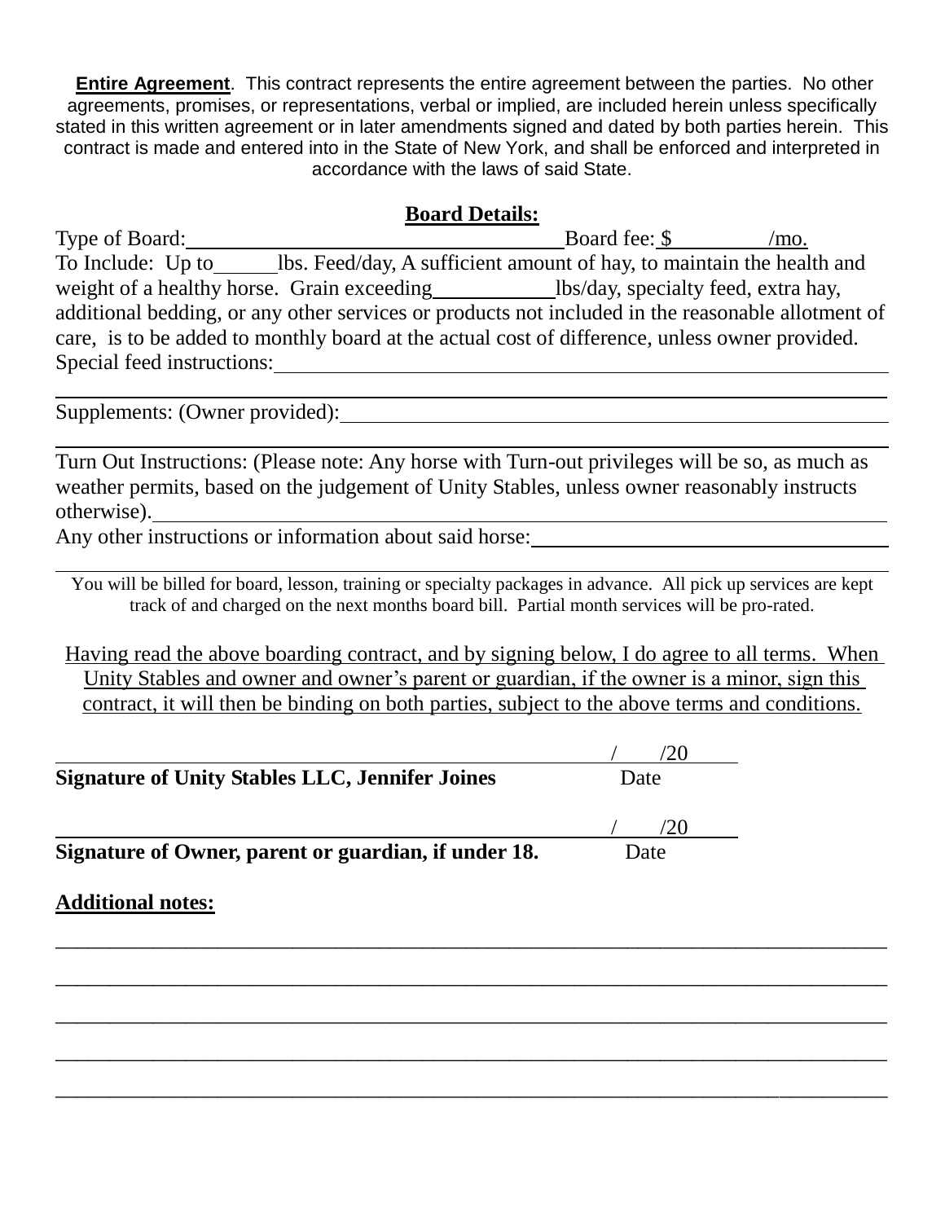**Entire Agreement**. This contract represents the entire agreement between the parties. No other agreements, promises, or representations, verbal or implied, are included herein unless specifically stated in this written agreement or in later amendments signed and dated by both parties herein. This contract is made and entered into in the State of New York, and shall be enforced and interpreted in accordance with the laws of said State.

**Board Details:**

Type of Board:____________________________________ Board fee: $__________/mo.
To Include: Up to______lbs. Feed/day, A sufficient amount of hay, to maintain the health and weight of a healthy horse. Grain exceeding___________lbs/day, specialty feed, extra hay, additional bedding, or any other services or products not included in the reasonable allotment of care, is to be added to monthly board at the actual cost of difference, unless owner provided.
Special feed instructions:________________________________________________________

__________________________________________________________________________

Supplements: (Owner provided):____________________________________________

__________________________________________________________________________

Turn Out Instructions: (Please note: Any horse with Turn-out privileges will be so, as much as weather permits, based on the judgement of Unity Stables, unless owner reasonably instructs otherwise).________________________________________________________________
Any other instructions or information about said horse:____________________________

__________________________________________________________________________

You will be billed for board, lesson, training or specialty packages in advance. All pick up services are kept track of and charged on the next months board bill. Partial month services will be pro-rated.

Having read the above boarding contract, and by signing below, I do agree to all terms. When Unity Stables and owner and owner's parent or guardian, if the owner is a minor, sign this contract, it will then be binding on both parties, subject to the above terms and conditions.

______________________________________________________ ____/____/20____
**Signature of Unity Stables LLC, Jennifer Joines** Date

______________________________________________________ ____/____/20____
**Signature of Owner, parent or guardian, if under 18.** Date

**Additional notes:**

__________________________________________________________________________

__________________________________________________________________________

__________________________________________________________________________

__________________________________________________________________________

__________________________________________________________________________